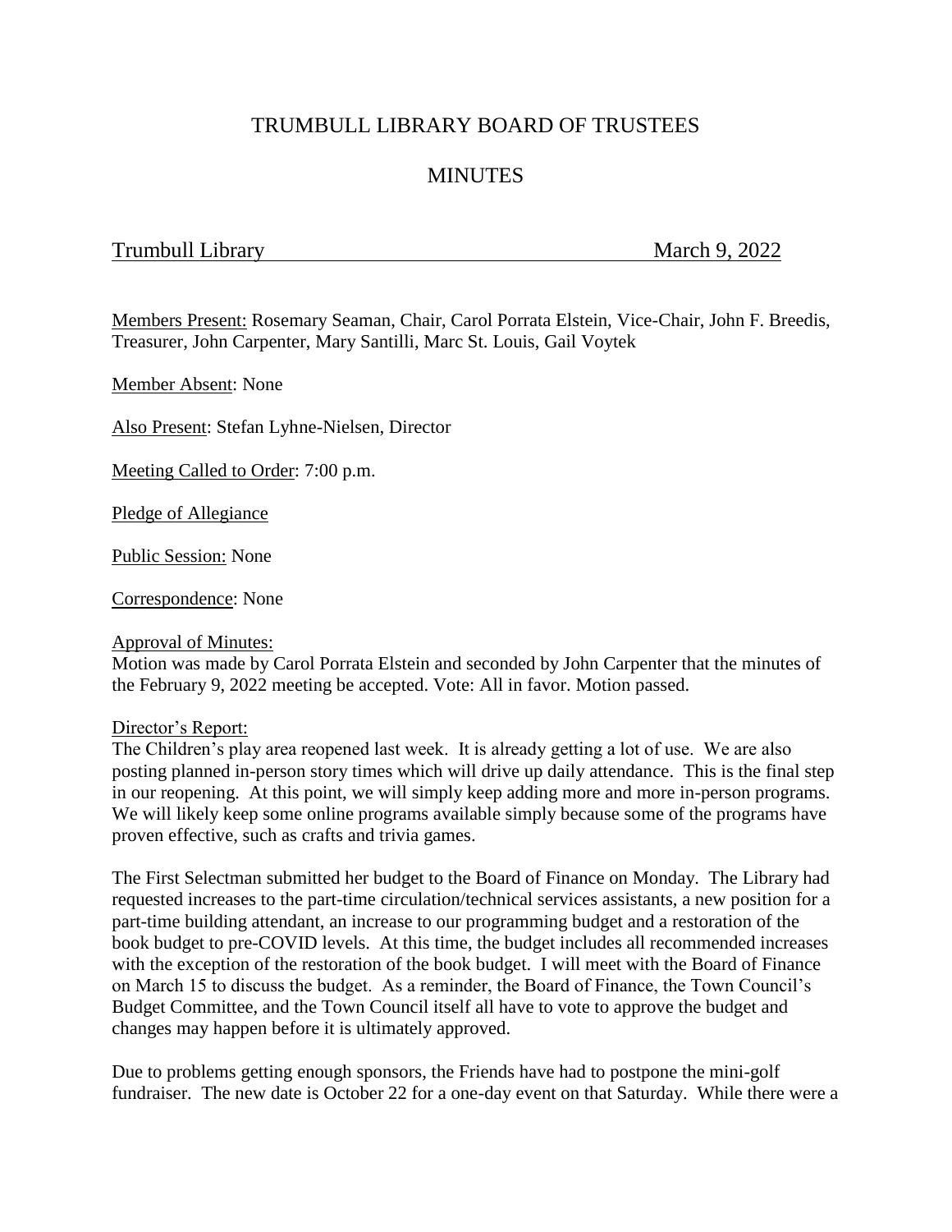# TRUMBULL LIBRARY BOARD OF TRUSTEES

## MINUTES

Trumbull Library March 9, 2022

Members Present: Rosemary Seaman, Chair, Carol Porrata Elstein, Vice-Chair, John F. Breedis, Treasurer, John Carpenter, Mary Santilli, Marc St. Louis, Gail Voytek

Member Absent: None

Also Present: Stefan Lyhne-Nielsen, Director

Meeting Called to Order: 7:00 p.m.

Pledge of Allegiance

Public Session: None

Correspondence: None

Approval of Minutes:
Motion was made by Carol Porrata Elstein and seconded by John Carpenter that the minutes of the February 9, 2022 meeting be accepted. Vote: All in favor. Motion passed.

Director's Report:
The Children's play area reopened last week. It is already getting a lot of use. We are also posting planned in-person story times which will drive up daily attendance. This is the final step in our reopening. At this point, we will simply keep adding more and more in-person programs. We will likely keep some online programs available simply because some of the programs have proven effective, such as crafts and trivia games.

The First Selectman submitted her budget to the Board of Finance on Monday. The Library had requested increases to the part-time circulation/technical services assistants, a new position for a part-time building attendant, an increase to our programming budget and a restoration of the book budget to pre-COVID levels. At this time, the budget includes all recommended increases with the exception of the restoration of the book budget. I will meet with the Board of Finance on March 15 to discuss the budget. As a reminder, the Board of Finance, the Town Council's Budget Committee, and the Town Council itself all have to vote to approve the budget and changes may happen before it is ultimately approved.

Due to problems getting enough sponsors, the Friends have had to postpone the mini-golf fundraiser. The new date is October 22 for a one-day event on that Saturday. While there were a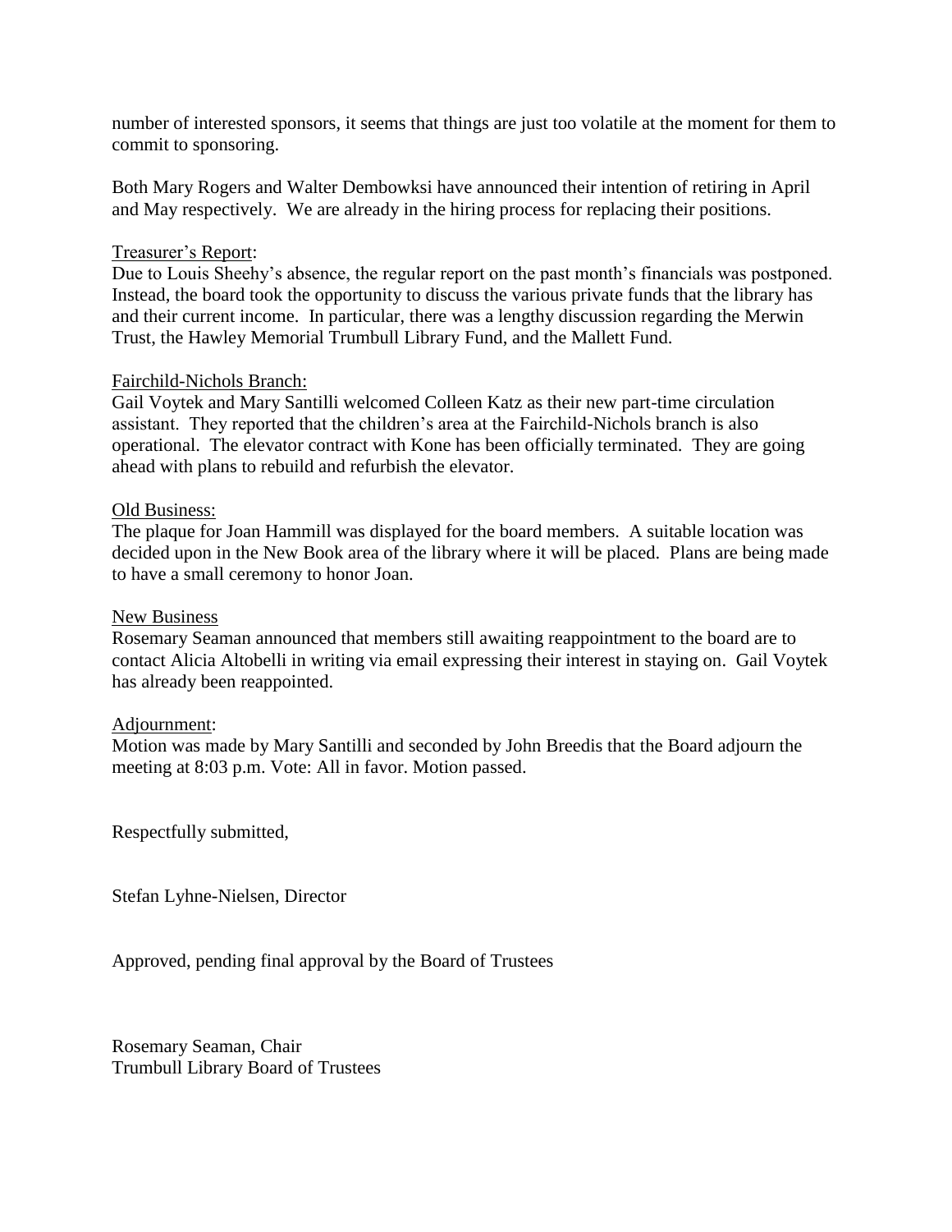number of interested sponsors, it seems that things are just too volatile at the moment for them to commit to sponsoring.

Both Mary Rogers and Walter Dembowksi have announced their intention of retiring in April and May respectively. We are already in the hiring process for replacing their positions.

Treasurer's Report:
Due to Louis Sheehy's absence, the regular report on the past month's financials was postponed. Instead, the board took the opportunity to discuss the various private funds that the library has and their current income. In particular, there was a lengthy discussion regarding the Merwin Trust, the Hawley Memorial Trumbull Library Fund, and the Mallett Fund.

Fairchild-Nichols Branch:
Gail Voytek and Mary Santilli welcomed Colleen Katz as their new part-time circulation assistant. They reported that the children's area at the Fairchild-Nichols branch is also operational. The elevator contract with Kone has been officially terminated. They are going ahead with plans to rebuild and refurbish the elevator.

Old Business:
The plaque for Joan Hammill was displayed for the board members. A suitable location was decided upon in the New Book area of the library where it will be placed. Plans are being made to have a small ceremony to honor Joan.

New Business
Rosemary Seaman announced that members still awaiting reappointment to the board are to contact Alicia Altobelli in writing via email expressing their interest in staying on. Gail Voytek has already been reappointed.

Adjournment:
Motion was made by Mary Santilli and seconded by John Breedis that the Board adjourn the meeting at 8:03 p.m. Vote: All in favor. Motion passed.

Respectfully submitted,

Stefan Lyhne-Nielsen, Director

Approved, pending final approval by the Board of Trustees

Rosemary Seaman, Chair
Trumbull Library Board of Trustees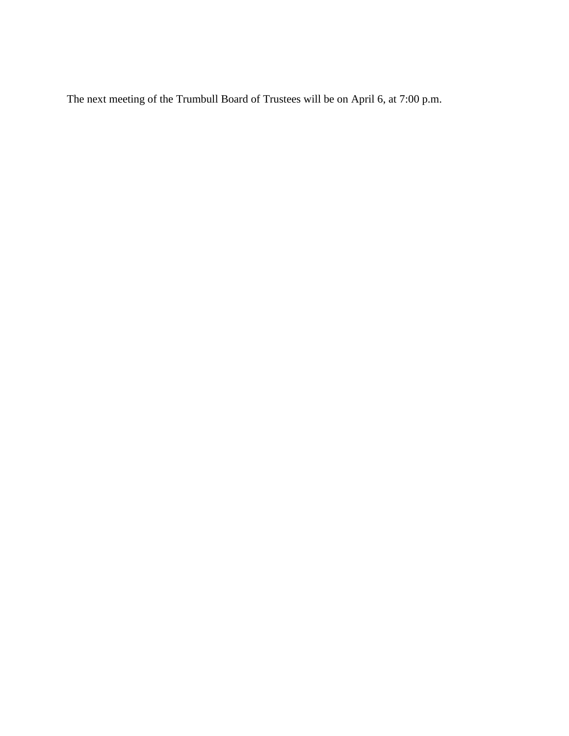The next meeting of the Trumbull Board of Trustees will be on April 6, at 7:00 p.m.